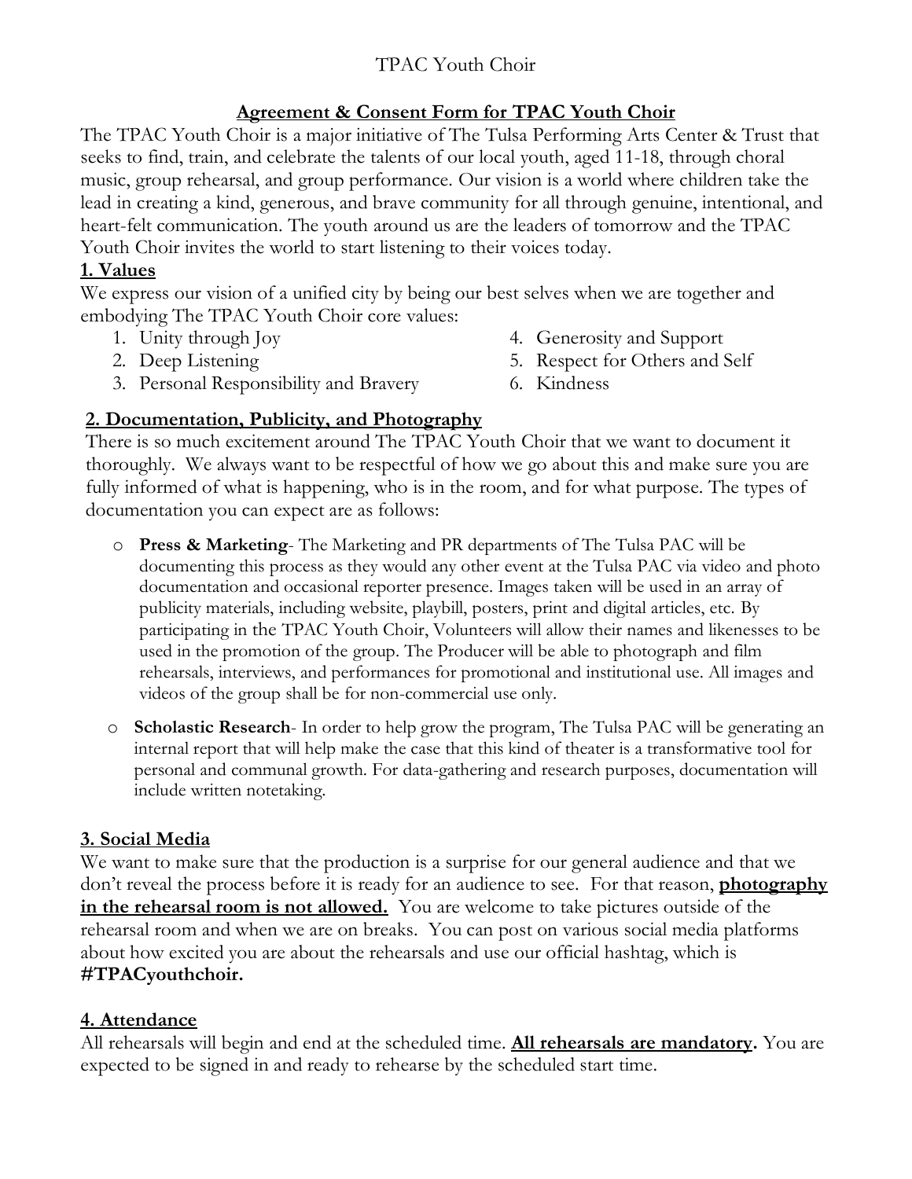TPAC Youth Choir

## Agreement & Consent Form for TPAC Youth Choir

The TPAC Youth Choir is a major initiative of The Tulsa Performing Arts Center & Trust that seeks to find, train, and celebrate the talents of our local youth, aged 11-18, through choral music, group rehearsal, and group performance. Our vision is a world where children take the lead in creating a kind, generous, and brave community for all through genuine, intentional, and heart-felt communication. The youth around us are the leaders of tomorrow and the TPAC Youth Choir invites the world to start listening to their voices today.

### 1. Values

We express our vision of a unified city by being our best selves when we are together and embodying The TPAC Youth Choir core values:

1. Unity through Joy
2. Deep Listening
3. Personal Responsibility and Bravery
4. Generosity and Support
5. Respect for Others and Self
6. Kindness

### 2. Documentation, Publicity, and Photography

There is so much excitement around The TPAC Youth Choir that we want to document it thoroughly. We always want to be respectful of how we go about this and make sure you are fully informed of what is happening, who is in the room, and for what purpose. The types of documentation you can expect are as follows:

- **Press & Marketing**- The Marketing and PR departments of The Tulsa PAC will be documenting this process as they would any other event at the Tulsa PAC via video and photo documentation and occasional reporter presence. Images taken will be used in an array of publicity materials, including website, playbill, posters, print and digital articles, etc. By participating in the TPAC Youth Choir, Volunteers will allow their names and likenesses to be used in the promotion of the group. The Producer will be able to photograph and film rehearsals, interviews, and performances for promotional and institutional use. All images and videos of the group shall be for non-commercial use only.
- **Scholastic Research**- In order to help grow the program, The Tulsa PAC will be generating an internal report that will help make the case that this kind of theater is a transformative tool for personal and communal growth. For data-gathering and research purposes, documentation will include written notetaking.

### 3. Social Media

We want to make sure that the production is a surprise for our general audience and that we don't reveal the process before it is ready for an audience to see. For that reason, **photography in the rehearsal room is not allowed.** You are welcome to take pictures outside of the rehearsal room and when we are on breaks. You can post on various social media platforms about how excited you are about the rehearsals and use our official hashtag, which is **#TPACyouthchoir.**

### 4. Attendance

All rehearsals will begin and end at the scheduled time. **All rehearsals are mandatory.** You are expected to be signed in and ready to rehearse by the scheduled start time.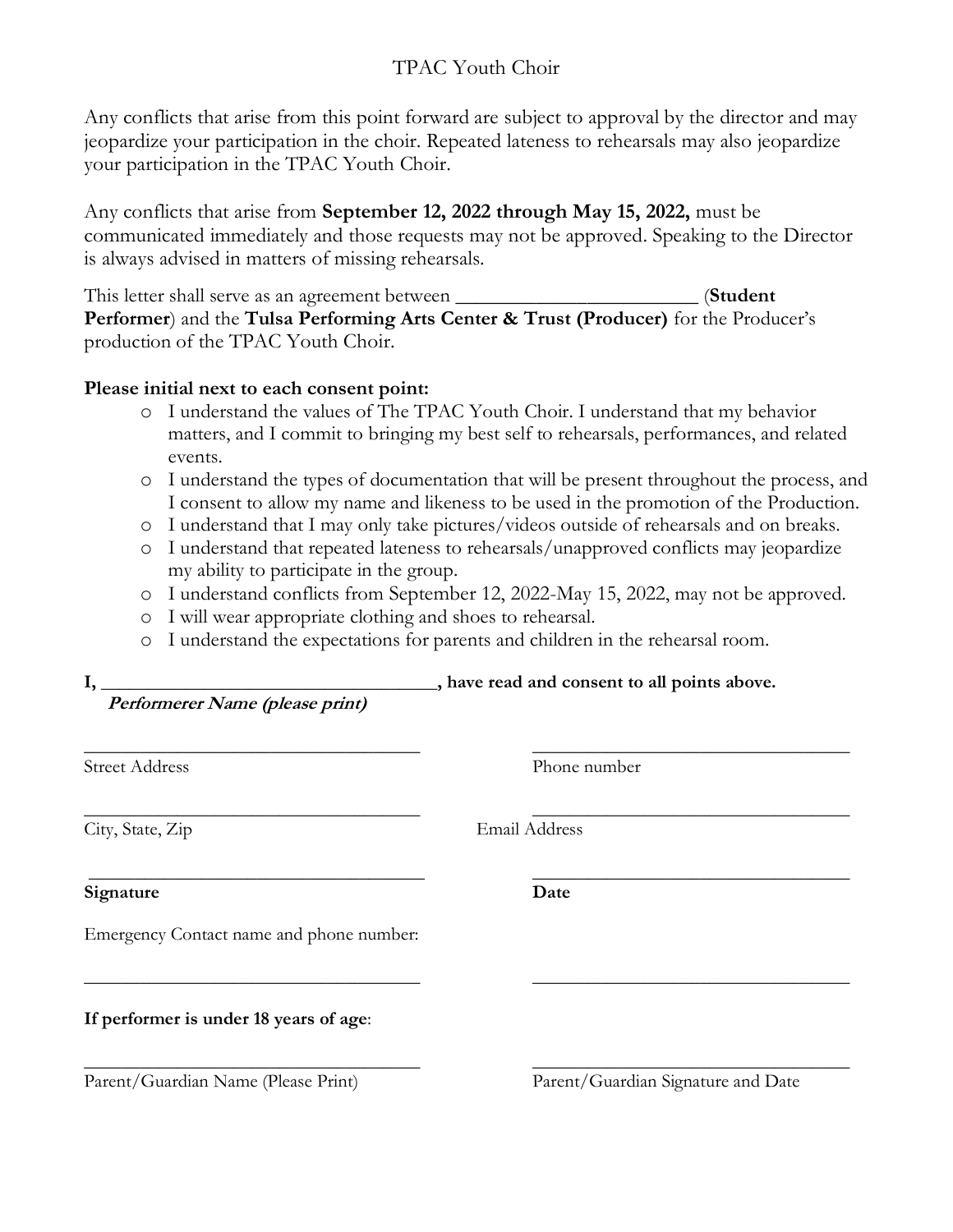TPAC Youth Choir

Any conflicts that arise from this point forward are subject to approval by the director and may jeopardize your participation in the choir. Repeated lateness to rehearsals may also jeopardize your participation in the TPAC Youth Choir.

Any conflicts that arise from **September 12, 2022 through May 15, 2022,** must be communicated immediately and those requests may not be approved. Speaking to the Director is always advised in matters of missing rehearsals.

This letter shall serve as an agreement between **________________________** (**Student Performer**) and the **Tulsa Performing Arts Center & Trust (Producer)** for the Producer's production of the TPAC Youth Choir.

**Please initial next to each consent point:**

- I understand the values of The TPAC Youth Choir. I understand that my behavior matters, and I commit to bringing my best self to rehearsals, performances, and related events.
- I understand the types of documentation that will be present throughout the process, and I consent to allow my name and likeness to be used in the promotion of the Production.
- I understand that I may only take pictures/videos outside of rehearsals and on breaks.
- I understand that repeated lateness to rehearsals/unapproved conflicts may jeopardize my ability to participate in the group.
- I understand conflicts from September 12, 2022-May 15, 2022, may not be approved.
- I will wear appropriate clothing and shoes to rehearsal.
- I understand the expectations for parents and children in the rehearsal room.

**I, ___________________________________, have read and consent to all points above.**
***Performerer Name (please print)***

___________________________________ ___________________________________
Street Address Phone number

___________________________________ ___________________________________
City, State, Zip Email Address

___________________________________ ___________________________________
**Signature** **Date**

Emergency Contact name and phone number:

___________________________________ ___________________________________

**If performer is under 18 years of age**:

___________________________________ ___________________________________
Parent/Guardian Name (Please Print) Parent/Guardian Signature and Date